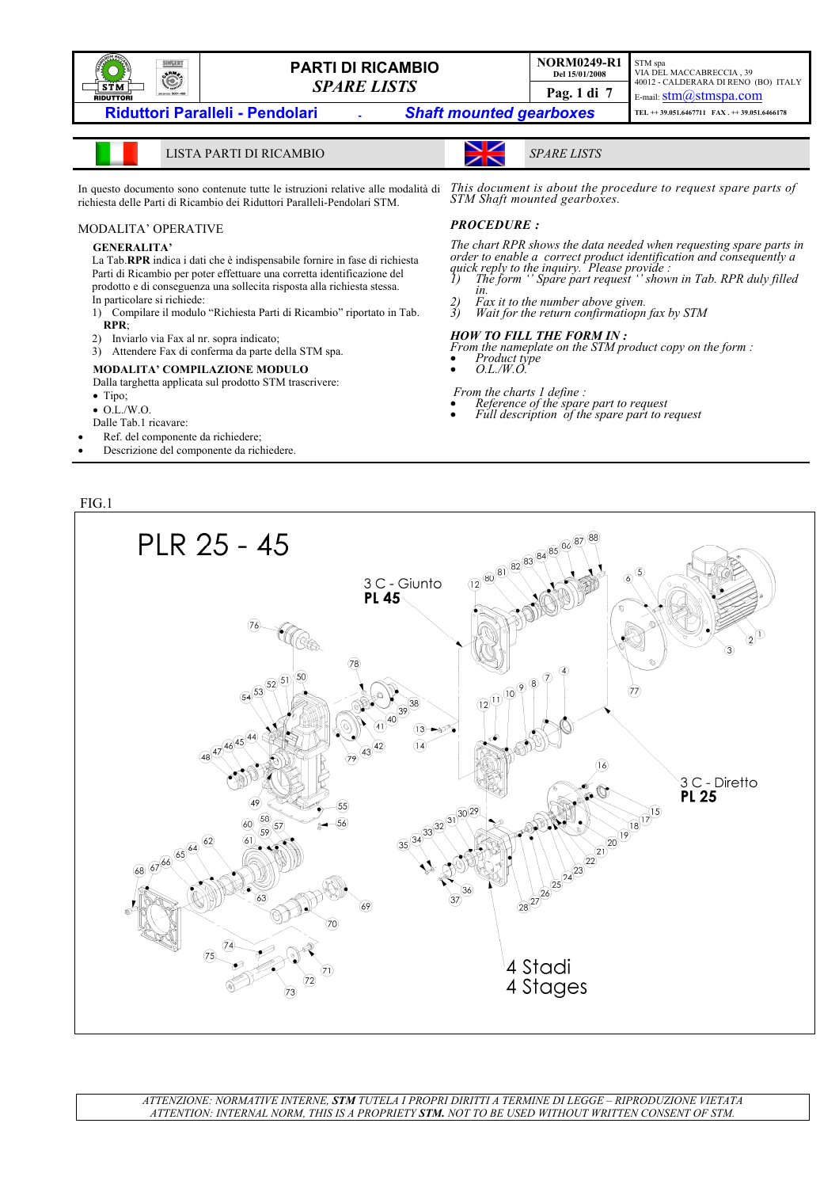# PARTI DI RICAMBIO
# *SPARE LISTS*

NORM0249-R1
Del 15/01/2008

STM spa
VIA DEL MACCABRECCIA , 39
40012 - CALDERARA DI RENO (BO) ITALY
E-mail: stm@stmspa.com
TEL ++ 39.051.6467711 FAX . ++ 39.051.6466178

## Riduttori Paralleli - Pendolari - *Shaft mounted gearboxes*

## LISTA PARTI DI RICAMBIO

In questo documento sono contenute tutte le istruzioni relative alle modalità di richiesta delle Parti di Ricambio dei Riduttori Paralleli-Pendolari STM.

### MODALITA' OPERATIVE

**GENERALITA'**

La Tab.**RPR** indica i dati che è indispensabile fornire in fase di richiesta Parti di Ricambio per poter effettuare una corretta identificazione del prodotto e di conseguenza una sollecita risposta alla richiesta stessa.
In particolare si richiede:

1) Compilare il modulo "Richiesta Parti di Ricambio" riportato in Tab. **RPR**;
2) Inviarlo via Fax al nr. sopra indicato;
3) Attendere Fax di conferma da parte della STM spa.

**MODALITA' COMPILAZIONE MODULO**

Dalla targhetta applicata sul prodotto STM trascrivere:

- Tipo;
- O.L./W.O.

Dalle Tab.1 ricavare:

- Ref. del componente da richiedere;
- Descrizione del componente da richiedere.

## *SPARE LISTS*

*This document is about the procedure to request spare parts of STM Shaft mounted gearboxes.*

***PROCEDURE :***

*The chart RPR shows the data needed when requesting spare parts in order to enable a correct product identification and consequently a quick reply to the inquiry. Please provide :*

1) *The form '' Spare part request '' shown in Tab. RPR duly filled in.*
2) *Fax it to the number above given.*
3) *Wait for the return confirmatiopn fax by STM*

***HOW TO FILL THE FORM IN :***

*From the nameplate on the STM product copy on the form :*

- *Product type*
- *O.L./W.O.*

*From the charts 1 define :*

- *Reference of the spare part to request*
- *Full description of the spare part to request*

FIG.1

PLR 25 - 45

3 C - Giunto **PL 45**

3 C - Diretto **PL 25**

4 Stadi
4 Stages

*ATTENZIONE: NORMATIVE INTERNE, **STM** TUTELA I PROPRI DIRITTI A TERMINE DI LEGGE – RIPRODUZIONE VIETATA*
*ATTENTION: INTERNAL NORM, THIS IS A PROPRIETY **STM.** NOT TO BE USED WITHOUT WRITTEN CONSENT OF STM.*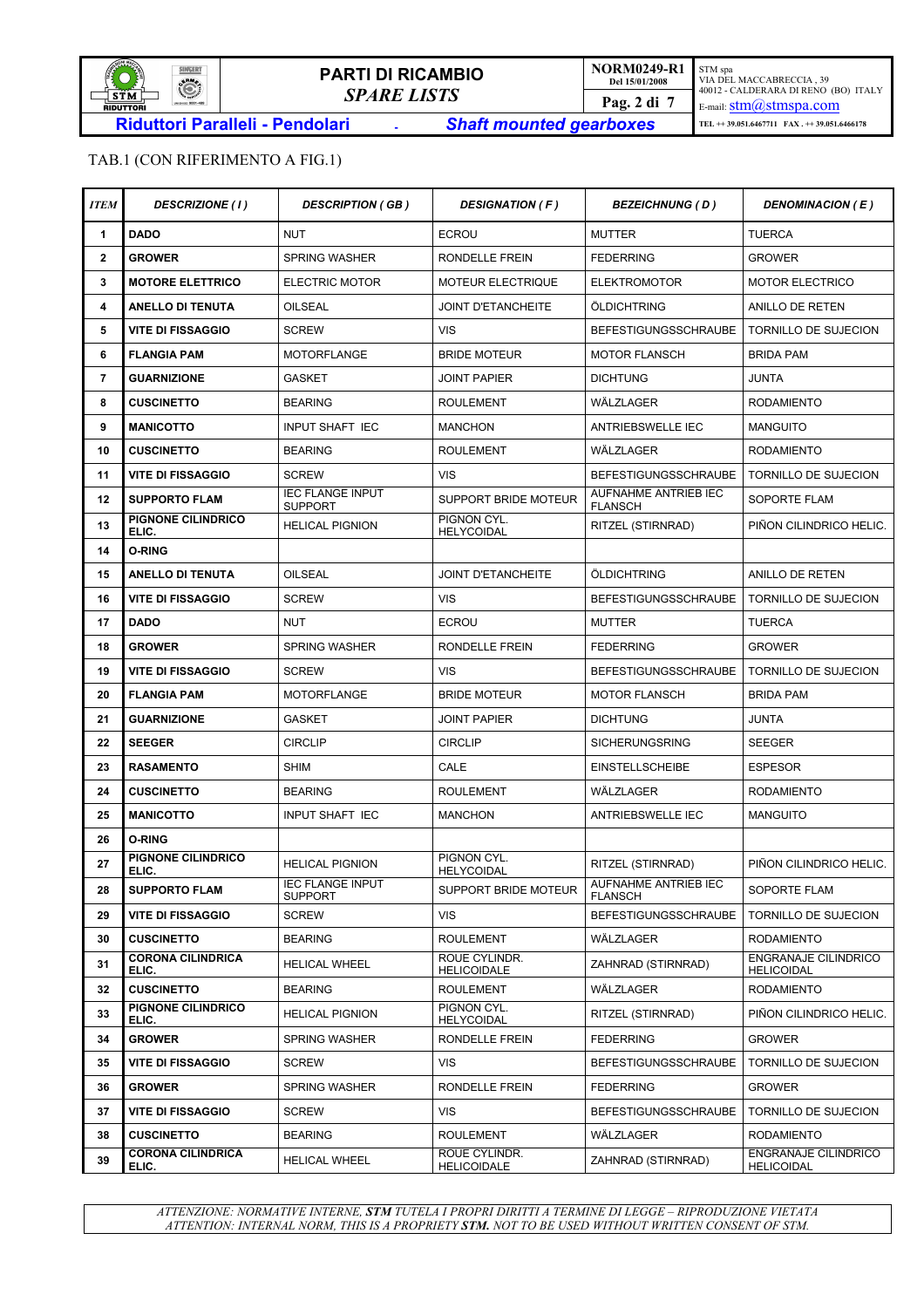TAB.1 (CON RIFERIMENTO A FIG.1)

| ITEM | DESCRIZIONE ( I ) | DESCRIPTION ( GB ) | DESIGNATION ( F ) | BEZEICHNUNG ( D ) | DENOMINACION ( E ) |
|---|---|---|---|---|---|
| 1 | **DADO** | NUT | ECROU | MUTTER | TUERCA |
| 2 | **GROWER** | SPRING WASHER | RONDELLE FREIN | FEDERRING | GROWER |
| 3 | **MOTORE ELETTRICO** | ELECTRIC MOTOR | MOTEUR ELECTRIQUE | ELEKTROMOTOR | MOTOR ELECTRICO |
| 4 | **ANELLO DI TENUTA** | OILSEAL | JOINT D'ETANCHEITE | ÖLDICHTRING | ANILLO DE RETEN |
| 5 | **VITE DI FISSAGGIO** | SCREW | VIS | BEFESTIGUNGSSCHRAUBE | TORNILLO DE SUJECION |
| 6 | **FLANGIA PAM** | MOTORFLANGE | BRIDE MOTEUR | MOTOR FLANSCH | BRIDA PAM |
| 7 | **GUARNIZIONE** | GASKET | JOINT PAPIER | DICHTUNG | JUNTA |
| 8 | **CUSCINETTO** | BEARING | ROULEMENT | WÄLZLAGER | RODAMIENTO |
| 9 | **MANICOTTO** | INPUT SHAFT IEC | MANCHON | ANTRIEBSWELLE IEC | MANGUITO |
| 10 | **CUSCINETTO** | BEARING | ROULEMENT | WÄLZLAGER | RODAMIENTO |
| 11 | **VITE DI FISSAGGIO** | SCREW | VIS | BEFESTIGUNGSSCHRAUBE | TORNILLO DE SUJECION |
| 12 | **SUPPORTO FLAM** | IEC FLANGE INPUT SUPPORT | SUPPORT BRIDE MOTEUR | AUFNAHME ANTRIEB IEC FLANSCH | SOPORTE FLAM |
| 13 | **PIGNONE CILINDRICO ELIC.** | HELICAL PIGNION | PIGNON CYL. HELYCOIDAL | RITZEL (STIRNRAD) | PIÑON CILINDRICO HELIC. |
| 14 | **O-RING** | | | | |
| 15 | **ANELLO DI TENUTA** | OILSEAL | JOINT D'ETANCHEITE | ÖLDICHTRING | ANILLO DE RETEN |
| 16 | **VITE DI FISSAGGIO** | SCREW | VIS | BEFESTIGUNGSSCHRAUBE | TORNILLO DE SUJECION |
| 17 | **DADO** | NUT | ECROU | MUTTER | TUERCA |
| 18 | **GROWER** | SPRING WASHER | RONDELLE FREIN | FEDERRING | GROWER |
| 19 | **VITE DI FISSAGGIO** | SCREW | VIS | BEFESTIGUNGSSCHRAUBE | TORNILLO DE SUJECION |
| 20 | **FLANGIA PAM** | MOTORFLANGE | BRIDE MOTEUR | MOTOR FLANSCH | BRIDA PAM |
| 21 | **GUARNIZIONE** | GASKET | JOINT PAPIER | DICHTUNG | JUNTA |
| 22 | **SEEGER** | CIRCLIP | CIRCLIP | SICHERUNGSRING | SEEGER |
| 23 | **RASAMENTO** | SHIM | CALE | EINSTELLSCHEIBE | ESPESOR |
| 24 | **CUSCINETTO** | BEARING | ROULEMENT | WÄLZLAGER | RODAMIENTO |
| 25 | **MANICOTTO** | INPUT SHAFT IEC | MANCHON | ANTRIEBSWELLE IEC | MANGUITO |
| 26 | **O-RING** | | | | |
| 27 | **PIGNONE CILINDRICO ELIC.** | HELICAL PIGNION | PIGNON CYL. HELYCOIDAL | RITZEL (STIRNRAD) | PIÑON CILINDRICO HELIC. |
| 28 | **SUPPORTO FLAM** | IEC FLANGE INPUT SUPPORT | SUPPORT BRIDE MOTEUR | AUFNAHME ANTRIEB IEC FLANSCH | SOPORTE FLAM |
| 29 | **VITE DI FISSAGGIO** | SCREW | VIS | BEFESTIGUNGSSCHRAUBE | TORNILLO DE SUJECION |
| 30 | **CUSCINETTO** | BEARING | ROULEMENT | WÄLZLAGER | RODAMIENTO |
| 31 | **CORONA CILINDRICA ELIC.** | HELICAL WHEEL | ROUE CYLINDR. HELICOIDALE | ZAHNRAD (STIRNRAD) | ENGRANAJE CILINDRICO HELICOIDAL |
| 32 | **CUSCINETTO** | BEARING | ROULEMENT | WÄLZLAGER | RODAMIENTO |
| 33 | **PIGNONE CILINDRICO ELIC.** | HELICAL PIGNION | PIGNON CYL. HELYCOIDAL | RITZEL (STIRNRAD) | PIÑON CILINDRICO HELIC. |
| 34 | **GROWER** | SPRING WASHER | RONDELLE FREIN | FEDERRING | GROWER |
| 35 | **VITE DI FISSAGGIO** | SCREW | VIS | BEFESTIGUNGSSCHRAUBE | TORNILLO DE SUJECION |
| 36 | **GROWER** | SPRING WASHER | RONDELLE FREIN | FEDERRING | GROWER |
| 37 | **VITE DI FISSAGGIO** | SCREW | VIS | BEFESTIGUNGSSCHRAUBE | TORNILLO DE SUJECION |
| 38 | **CUSCINETTO** | BEARING | ROULEMENT | WÄLZLAGER | RODAMIENTO |
| 39 | **CORONA CILINDRICA ELIC.** | HELICAL WHEEL | ROUE CYLINDR. HELICOIDALE | ZAHNRAD (STIRNRAD) | ENGRANAJE CILINDRICO HELICOIDAL |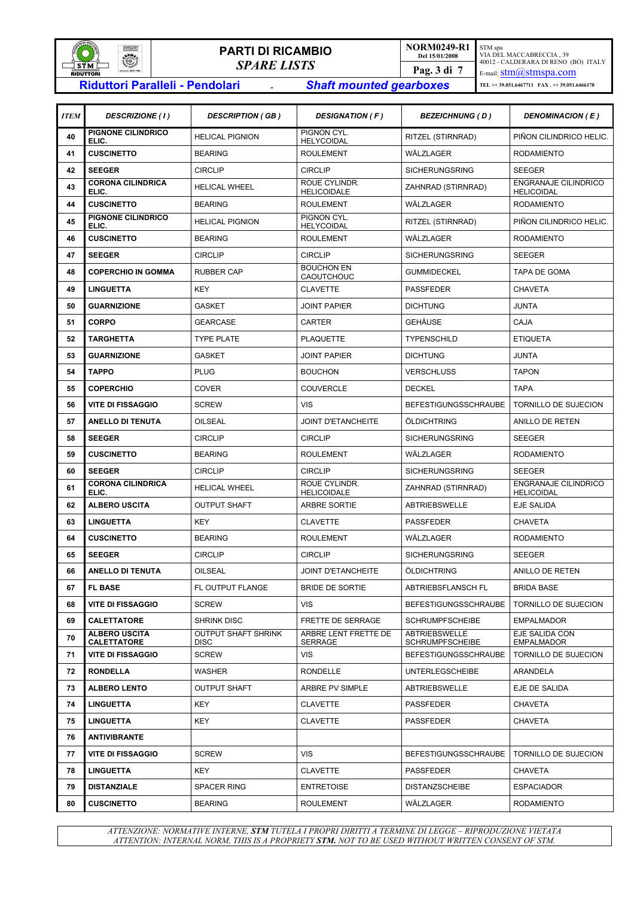# PARTI DI RICAMBIO
## *SPARE LISTS*

NORM0249-R1
Del 15/01/2008

STM spa
VIA DEL MACCABRECCIA , 39
40012 - CALDERARA DI RENO (BO) ITALY
E-mail: stm@stmspa.com
TEL ++ 39.051.6467711 FAX . ++ 39.051.6466178

**Riduttori Paralleli - Pendolari** - ***Shaft mounted gearboxes***

| *ITEM* | *DESCRIZIONE ( I )* | *DESCRIPTION ( GB )* | *DESIGNATION ( F )* | *BEZEICHNUNG ( D )* | *DENOMINACION ( E )* |
|---|---|---|---|---|---|
| 40 | **PIGNONE CILINDRICO ELIC.** | HELICAL PIGNION | PIGNON CYL. HELYCOIDAL | RITZEL (STIRNRAD) | PIÑON CILINDRICO HELIC. |
| 41 | **CUSCINETTO** | BEARING | ROULEMENT | WÄLZLAGER | RODAMIENTO |
| 42 | **SEEGER** | CIRCLIP | CIRCLIP | SICHERUNGSRING | SEEGER |
| 43 | **CORONA CILINDRICA ELIC.** | HELICAL WHEEL | ROUE CYLINDR. HELICOIDALE | ZAHNRAD (STIRNRAD) | ENGRANAJE CILINDRICO HELICOIDAL |
| 44 | **CUSCINETTO** | BEARING | ROULEMENT | WÄLZLAGER | RODAMIENTO |
| 45 | **PIGNONE CILINDRICO ELIC.** | HELICAL PIGNION | PIGNON CYL. HELYCOIDAL | RITZEL (STIRNRAD) | PIÑON CILINDRICO HELIC. |
| 46 | **CUSCINETTO** | BEARING | ROULEMENT | WÄLZLAGER | RODAMIENTO |
| 47 | **SEEGER** | CIRCLIP | CIRCLIP | SICHERUNGSRING | SEEGER |
| 48 | **COPERCHIO IN GOMMA** | RUBBER CAP | BOUCHON EN CAOUTCHOUC | GUMMIDECKEL | TAPA DE GOMA |
| 49 | **LINGUETTA** | KEY | CLAVETTE | PASSFEDER | CHAVETA |
| 50 | **GUARNIZIONE** | GASKET | JOINT PAPIER | DICHTUNG | JUNTA |
| 51 | **CORPO** | GEARCASE | CARTER | GEHÄUSE | CAJA |
| 52 | **TARGHETTA** | TYPE PLATE | PLAQUETTE | TYPENSCHILD | ETIQUETA |
| 53 | **GUARNIZIONE** | GASKET | JOINT PAPIER | DICHTUNG | JUNTA |
| 54 | **TAPPO** | PLUG | BOUCHON | VERSCHLUSS | TAPON |
| 55 | **COPERCHIO** | COVER | COUVERCLE | DECKEL | TAPA |
| 56 | **VITE DI FISSAGGIO** | SCREW | VIS | BEFESTIGUNGSSCHRAUBE | TORNILLO DE SUJECION |
| 57 | **ANELLO DI TENUTA** | OILSEAL | JOINT D'ETANCHEITE | ÖLDICHTRING | ANILLO DE RETEN |
| 58 | **SEEGER** | CIRCLIP | CIRCLIP | SICHERUNGSRING | SEEGER |
| 59 | **CUSCINETTO** | BEARING | ROULEMENT | WÄLZLAGER | RODAMIENTO |
| 60 | **SEEGER** | CIRCLIP | CIRCLIP | SICHERUNGSRING | SEEGER |
| 61 | **CORONA CILINDRICA ELIC.** | HELICAL WHEEL | ROUE CYLINDR. HELICOIDALE | ZAHNRAD (STIRNRAD) | ENGRANAJE CILINDRICO HELICOIDAL |
| 62 | **ALBERO USCITA** | OUTPUT SHAFT | ARBRE SORTIE | ABTRIEBSWELLE | EJE SALIDA |
| 63 | **LINGUETTA** | KEY | CLAVETTE | PASSFEDER | CHAVETA |
| 64 | **CUSCINETTO** | BEARING | ROULEMENT | WÄLZLAGER | RODAMIENTO |
| 65 | **SEEGER** | CIRCLIP | CIRCLIP | SICHERUNGSRING | SEEGER |
| 66 | **ANELLO DI TENUTA** | OILSEAL | JOINT D'ETANCHEITE | ÖLDICHTRING | ANILLO DE RETEN |
| 67 | **FL BASE** | FL OUTPUT FLANGE | BRIDE DE SORTIE | ABTRIEBSFLANSCH FL | BRIDA BASE |
| 68 | **VITE DI FISSAGGIO** | SCREW | VIS | BEFESTIGUNGSSCHRAUBE | TORNILLO DE SUJECION |
| 69 | **CALETTATORE** | SHRINK DISC | FRETTE DE SERRAGE | SCHRUMPFSCHEIBE | EMPALMADOR |
| 70 | **ALBERO USCITA CALETTATORE** | OUTPUT SHAFT SHRINK DISC | ARBRE LENT FRETTE DE SERRAGE | ABTRIEBSWELLE SCHRUMPFSCHEIBE | EJE SALIDA CON EMPALMADOR |
| 71 | **VITE DI FISSAGGIO** | SCREW | VIS | BEFESTIGUNGSSCHRAUBE | TORNILLO DE SUJECION |
| 72 | **RONDELLA** | WASHER | RONDELLE | UNTERLEGSCHEIBE | ARANDELA |
| 73 | **ALBERO LENTO** | OUTPUT SHAFT | ARBRE PV SIMPLE | ABTRIEBSWELLE | EJE DE SALIDA |
| 74 | **LINGUETTA** | KEY | CLAVETTE | PASSFEDER | CHAVETA |
| 75 | **LINGUETTA** | KEY | CLAVETTE | PASSFEDER | CHAVETA |
| 76 | **ANTIVIBRANTE** | | | | |
| 77 | **VITE DI FISSAGGIO** | SCREW | VIS | BEFESTIGUNGSSCHRAUBE | TORNILLO DE SUJECION |
| 78 | **LINGUETTA** | KEY | CLAVETTE | PASSFEDER | CHAVETA |
| 79 | **DISTANZIALE** | SPACER RING | ENTRETOISE | DISTANZSCHEIBE | ESPACIADOR |
| 80 | **CUSCINETTO** | BEARING | ROULEMENT | WÄLZLAGER | RODAMIENTO |

*ATTENZIONE: NORMATIVE INTERNE, **STM** TUTELA I PROPRI DIRITTI A TERMINE DI LEGGE – RIPRODUZIONE VIETATA*
*ATTENTION: INTERNAL NORM, THIS IS A PROPRIETY **STM.** NOT TO BE USED WITHOUT WRITTEN CONSENT OF STM.*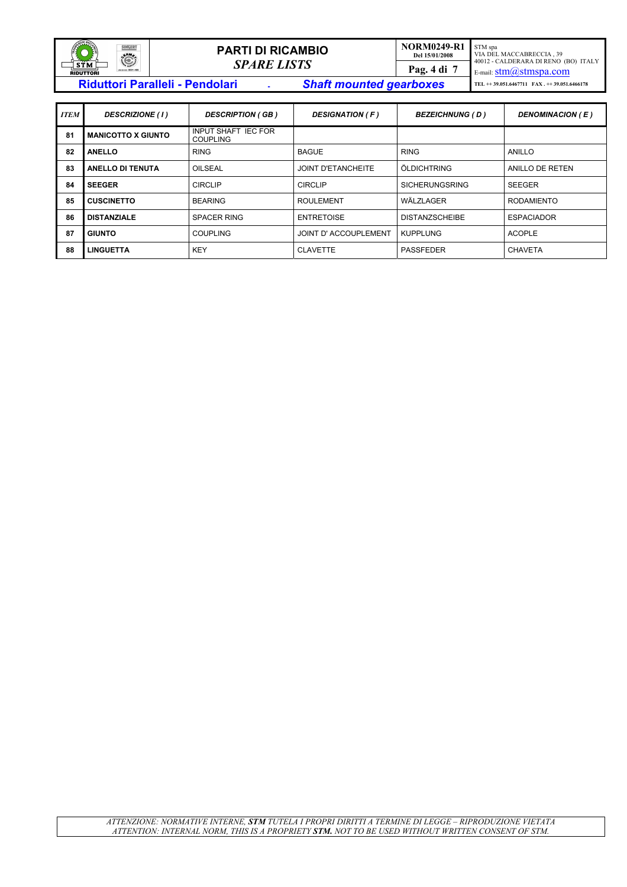| ITEM | DESCRIZIONE ( I ) | DESCRIPTION ( GB ) | DESIGNATION ( F ) | BEZEICHNUNG ( D ) | DENOMINACION ( E ) |
|---|---|---|---|---|---|
| 81 | **MANICOTTO X GIUNTO** | INPUT SHAFT IEC FOR COUPLING | | | |
| 82 | **ANELLO** | RING | BAGUE | RING | ANILLO |
| 83 | **ANELLO DI TENUTA** | OILSEAL | JOINT D'ETANCHEITE | ÖLDICHTRING | ANILLO DE RETEN |
| 84 | **SEEGER** | CIRCLIP | CIRCLIP | SICHERUNGSRING | SEEGER |
| 85 | **CUSCINETTO** | BEARING | ROULEMENT | WÄLZLAGER | RODAMIENTO |
| 86 | **DISTANZIALE** | SPACER RING | ENTRETOISE | DISTANZSCHEIBE | ESPACIADOR |
| 87 | **GIUNTO** | COUPLING | JOINT D' ACCOUPLEMENT | KUPPLUNG | ACOPLE |
| 88 | **LINGUETTA** | KEY | CLAVETTE | PASSFEDER | CHAVETA |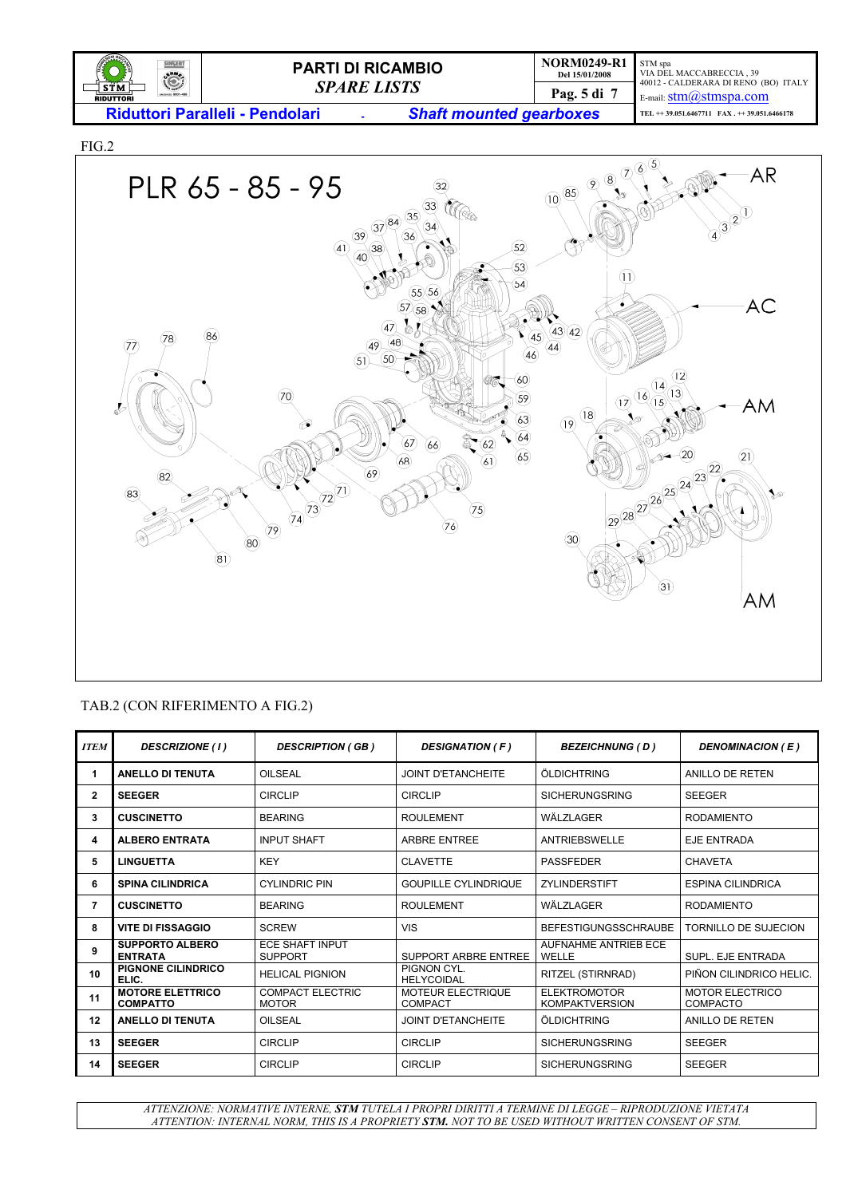FIG.2

PLR 65 - 85 - 95

AR

AC

AM

AM

TAB.2 (CON RIFERIMENTO A FIG.2)

| ITEM | DESCRIZIONE ( I ) | DESCRIPTION ( GB ) | DESIGNATION ( F ) | BEZEICHNUNG ( D ) | DENOMINACION ( E ) |
|---|---|---|---|---|---|
| 1 | ANELLO DI TENUTA | OILSEAL | JOINT D'ETANCHEITE | ÖLDICHTRING | ANILLO DE RETEN |
| 2 | SEEGER | CIRCLIP | CIRCLIP | SICHERUNGSRING | SEEGER |
| 3 | CUSCINETTO | BEARING | ROULEMENT | WÄLZLAGER | RODAMIENTO |
| 4 | ALBERO ENTRATA | INPUT SHAFT | ARBRE ENTREE | ANTRIEBSWELLE | EJE ENTRADA |
| 5 | LINGUETTA | KEY | CLAVETTE | PASSFEDER | CHAVETA |
| 6 | SPINA CILINDRICA | CYLINDRIC PIN | GOUPILLE CYLINDRIQUE | ZYLINDERSTIFT | ESPINA CILINDRICA |
| 7 | CUSCINETTO | BEARING | ROULEMENT | WÄLZLAGER | RODAMIENTO |
| 8 | VITE DI FISSAGGIO | SCREW | VIS | BEFESTIGUNGSSCHRAUBE | TORNILLO DE SUJECION |
| 9 | SUPPORTO ALBERO ENTRATA | ECE SHAFT INPUT SUPPORT | SUPPORT ARBRE ENTREE | AUFNAHME ANTRIEB ECE WELLE | SUPL. EJE ENTRADA |
| 10 | PIGNONE CILINDRICO ELIC. | HELICAL PIGNION | PIGNON CYL. HELYCOIDAL | RITZEL (STIRNRAD) | PIÑON CILINDRICO HELIC. |
| 11 | MOTORE ELETTRICO COMPATTO | COMPACT ELECTRIC MOTOR | MOTEUR ELECTRIQUE COMPACT | ELEKTROMOTOR KOMPAKTVERSION | MOTOR ELECTRICO COMPACTO |
| 12 | ANELLO DI TENUTA | OILSEAL | JOINT D'ETANCHEITE | ÖLDICHTRING | ANILLO DE RETEN |
| 13 | SEEGER | CIRCLIP | CIRCLIP | SICHERUNGSRING | SEEGER |
| 14 | SEEGER | CIRCLIP | CIRCLIP | SICHERUNGSRING | SEEGER |

*ATTENZIONE: NORMATIVE INTERNE, **STM** TUTELA I PROPRI DIRITTI A TERMINE DI LEGGE – RIPRODUZIONE VIETATA*
*ATTENTION: INTERNAL NORM, THIS IS A PROPRIETY **STM.** NOT TO BE USED WITHOUT WRITTEN CONSENT OF STM.*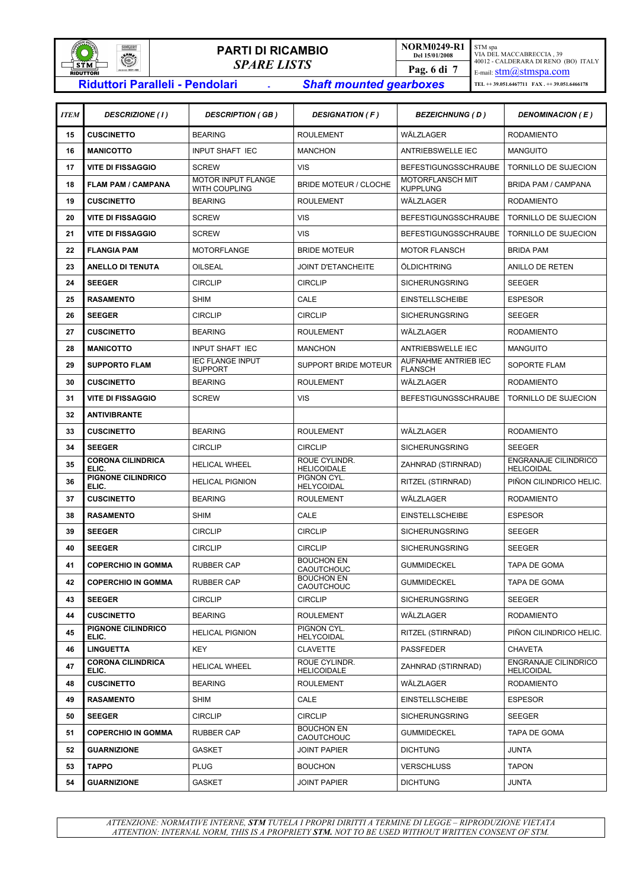# PARTI DI RICAMBIO
## *SPARE LISTS*

**Riduttori Paralleli - Pendolari** - ***Shaft mounted gearboxes***

| ITEM | DESCRIZIONE ( I ) | DESCRIPTION ( GB ) | DESIGNATION ( F ) | BEZEICHNUNG ( D ) | DENOMINACION ( E ) |
|---|---|---|---|---|---|
| 15 | **CUSCINETTO** | BEARING | ROULEMENT | WÄLZLAGER | RODAMIENTO |
| 16 | **MANICOTTO** | INPUT SHAFT IEC | MANCHON | ANTRIEBSWELLE IEC | MANGUITO |
| 17 | **VITE DI FISSAGGIO** | SCREW | VIS | BEFESTIGUNGSSCHRAUBE | TORNILLO DE SUJECION |
| 18 | **FLAM PAM / CAMPANA** | MOTOR INPUT FLANGE WITH COUPLING | BRIDE MOTEUR / CLOCHE | MOTORFLANSCH MIT KUPPLUNG | BRIDA PAM / CAMPANA |
| 19 | **CUSCINETTO** | BEARING | ROULEMENT | WÄLZLAGER | RODAMIENTO |
| 20 | **VITE DI FISSAGGIO** | SCREW | VIS | BEFESTIGUNGSSCHRAUBE | TORNILLO DE SUJECION |
| 21 | **VITE DI FISSAGGIO** | SCREW | VIS | BEFESTIGUNGSSCHRAUBE | TORNILLO DE SUJECION |
| 22 | **FLANGIA PAM** | MOTORFLANGE | BRIDE MOTEUR | MOTOR FLANSCH | BRIDA PAM |
| 23 | **ANELLO DI TENUTA** | OILSEAL | JOINT D'ETANCHEITE | ÖLDICHTRING | ANILLO DE RETEN |
| 24 | **SEEGER** | CIRCLIP | CIRCLIP | SICHERUNGSRING | SEEGER |
| 25 | **RASAMENTO** | SHIM | CALE | EINSTELLSCHEIBE | ESPESOR |
| 26 | **SEEGER** | CIRCLIP | CIRCLIP | SICHERUNGSRING | SEEGER |
| 27 | **CUSCINETTO** | BEARING | ROULEMENT | WÄLZLAGER | RODAMIENTO |
| 28 | **MANICOTTO** | INPUT SHAFT IEC | MANCHON | ANTRIEBSWELLE IEC | MANGUITO |
| 29 | **SUPPORTO FLAM** | IEC FLANGE INPUT SUPPORT | SUPPORT BRIDE MOTEUR | AUFNAHME ANTRIEB IEC FLANSCH | SOPORTE FLAM |
| 30 | **CUSCINETTO** | BEARING | ROULEMENT | WÄLZLAGER | RODAMIENTO |
| 31 | **VITE DI FISSAGGIO** | SCREW | VIS | BEFESTIGUNGSSCHRAUBE | TORNILLO DE SUJECION |
| 32 | **ANTIVIBRANTE** | | | | |
| 33 | **CUSCINETTO** | BEARING | ROULEMENT | WÄLZLAGER | RODAMIENTO |
| 34 | **SEEGER** | CIRCLIP | CIRCLIP | SICHERUNGSRING | SEEGER |
| 35 | **CORONA CILINDRICA ELIC.** | HELICAL WHEEL | ROUE CYLINDR. HELICOIDALE | ZAHNRAD (STIRNRAD) | ENGRANAJE CILINDRICO HELICOIDAL |
| 36 | **PIGNONE CILINDRICO ELIC.** | HELICAL PIGNION | PIGNON CYL. HELYCOIDAL | RITZEL (STIRNRAD) | PIÑON CILINDRICO HELIC. |
| 37 | **CUSCINETTO** | BEARING | ROULEMENT | WÄLZLAGER | RODAMIENTO |
| 38 | **RASAMENTO** | SHIM | CALE | EINSTELLSCHEIBE | ESPESOR |
| 39 | **SEEGER** | CIRCLIP | CIRCLIP | SICHERUNGSRING | SEEGER |
| 40 | **SEEGER** | CIRCLIP | CIRCLIP | SICHERUNGSRING | SEEGER |
| 41 | **COPERCHIO IN GOMMA** | RUBBER CAP | BOUCHON EN CAOUTCHOUC | GUMMIDECKEL | TAPA DE GOMA |
| 42 | **COPERCHIO IN GOMMA** | RUBBER CAP | BOUCHON EN CAOUTCHOUC | GUMMIDECKEL | TAPA DE GOMA |
| 43 | **SEEGER** | CIRCLIP | CIRCLIP | SICHERUNGSRING | SEEGER |
| 44 | **CUSCINETTO** | BEARING | ROULEMENT | WÄLZLAGER | RODAMIENTO |
| 45 | **PIGNONE CILINDRICO ELIC.** | HELICAL PIGNION | PIGNON CYL. HELYCOIDAL | RITZEL (STIRNRAD) | PIÑON CILINDRICO HELIC. |
| 46 | **LINGUETTA** | KEY | CLAVETTE | PASSFEDER | CHAVETA |
| 47 | **CORONA CILINDRICA ELIC.** | HELICAL WHEEL | ROUE CYLINDR. HELICOIDALE | ZAHNRAD (STIRNRAD) | ENGRANAJE CILINDRICO HELICOIDAL |
| 48 | **CUSCINETTO** | BEARING | ROULEMENT | WÄLZLAGER | RODAMIENTO |
| 49 | **RASAMENTO** | SHIM | CALE | EINSTELLSCHEIBE | ESPESOR |
| 50 | **SEEGER** | CIRCLIP | CIRCLIP | SICHERUNGSRING | SEEGER |
| 51 | **COPERCHIO IN GOMMA** | RUBBER CAP | BOUCHON EN CAOUTCHOUC | GUMMIDECKEL | TAPA DE GOMA |
| 52 | **GUARNIZIONE** | GASKET | JOINT PAPIER | DICHTUNG | JUNTA |
| 53 | **TAPPO** | PLUG | BOUCHON | VERSCHLUSS | TAPON |
| 54 | **GUARNIZIONE** | GASKET | JOINT PAPIER | DICHTUNG | JUNTA |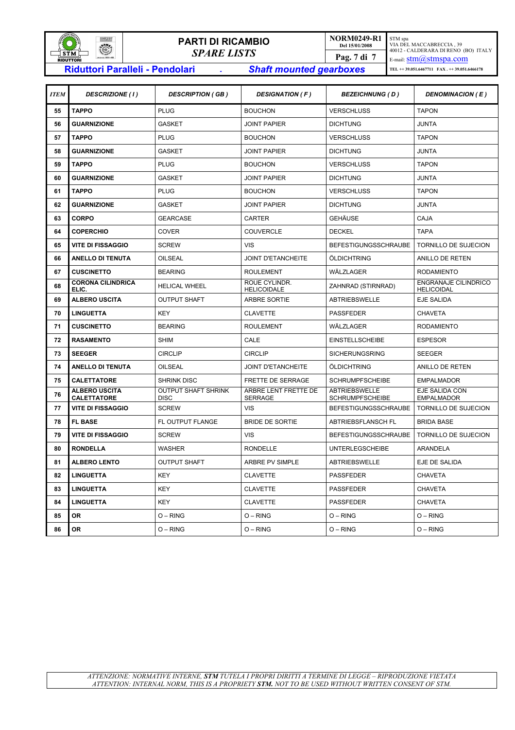# PARTI DI RICAMBIO
## *SPARE LISTS*

**NORM0249-R1**
Del 15/01/2008

STM spa
VIA DEL MACCABRECCIA , 39
40012 - CALDERARA DI RENO (BO) ITALY
E-mail: stm@stmspa.com
TEL ++ 39.051.6467711 FAX . ++ 39.051.6466178

**Riduttori Paralleli - Pendolari** - ***Shaft mounted gearboxes***

| *ITEM* | *DESCRIZIONE ( I )* | *DESCRIPTION ( GB )* | *DESIGNATION ( F )* | *BEZEICHNUNG ( D )* | *DENOMINACION ( E )* |
|---|---|---|---|---|---|
| 55 | **TAPPO** | PLUG | BOUCHON | VERSCHLUSS | TAPON |
| 56 | **GUARNIZIONE** | GASKET | JOINT PAPIER | DICHTUNG | JUNTA |
| 57 | **TAPPO** | PLUG | BOUCHON | VERSCHLUSS | TAPON |
| 58 | **GUARNIZIONE** | GASKET | JOINT PAPIER | DICHTUNG | JUNTA |
| 59 | **TAPPO** | PLUG | BOUCHON | VERSCHLUSS | TAPON |
| 60 | **GUARNIZIONE** | GASKET | JOINT PAPIER | DICHTUNG | JUNTA |
| 61 | **TAPPO** | PLUG | BOUCHON | VERSCHLUSS | TAPON |
| 62 | **GUARNIZIONE** | GASKET | JOINT PAPIER | DICHTUNG | JUNTA |
| 63 | **CORPO** | GEARCASE | CARTER | GEHÄUSE | CAJA |
| 64 | **COPERCHIO** | COVER | COUVERCLE | DECKEL | TAPA |
| 65 | **VITE DI FISSAGGIO** | SCREW | VIS | BEFESTIGUNGSSCHRAUBE | TORNILLO DE SUJECION |
| 66 | **ANELLO DI TENUTA** | OILSEAL | JOINT D'ETANCHEITE | ÖLDICHTRING | ANILLO DE RETEN |
| 67 | **CUSCINETTO** | BEARING | ROULEMENT | WÄLZLAGER | RODAMIENTO |
| 68 | **CORONA CILINDRICA ELIC.** | HELICAL WHEEL | ROUE CYLINDR. HELICOIDALE | ZAHNRAD (STIRNRAD) | ENGRANAJE CILINDRICO HELICOIDAL |
| 69 | **ALBERO USCITA** | OUTPUT SHAFT | ARBRE SORTIE | ABTRIEBSWELLE | EJE SALIDA |
| 70 | **LINGUETTA** | KEY | CLAVETTE | PASSFEDER | CHAVETA |
| 71 | **CUSCINETTO** | BEARING | ROULEMENT | WÄLZLAGER | RODAMIENTO |
| 72 | **RASAMENTO** | SHIM | CALE | EINSTELLSCHEIBE | ESPESOR |
| 73 | **SEEGER** | CIRCLIP | CIRCLIP | SICHERUNGSRING | SEEGER |
| 74 | **ANELLO DI TENUTA** | OILSEAL | JOINT D'ETANCHEITE | ÖLDICHTRING | ANILLO DE RETEN |
| 75 | **CALETTATORE** | SHRINK DISC | FRETTE DE SERRAGE | SCHRUMPFSCHEIBE | EMPALMADOR |
| 76 | **ALBERO USCITA CALETTATORE** | OUTPUT SHAFT SHRINK DISC | ARBRE LENT FRETTE DE SERRAGE | ABTRIEBSWELLE SCHRUMPFSCHEIBE | EJE SALIDA CON EMPALMADOR |
| 77 | **VITE DI FISSAGGIO** | SCREW | VIS | BEFESTIGUNGSSCHRAUBE | TORNILLO DE SUJECION |
| 78 | **FL BASE** | FL OUTPUT FLANGE | BRIDE DE SORTIE | ABTRIEBSFLANSCH FL | BRIDA BASE |
| 79 | **VITE DI FISSAGGIO** | SCREW | VIS | BEFESTIGUNGSSCHRAUBE | TORNILLO DE SUJECION |
| 80 | **RONDELLA** | WASHER | RONDELLE | UNTERLEGSCHEIBE | ARANDELA |
| 81 | **ALBERO LENTO** | OUTPUT SHAFT | ARBRE PV SIMPLE | ABTRIEBSWELLE | EJE DE SALIDA |
| 82 | **LINGUETTA** | KEY | CLAVETTE | PASSFEDER | CHAVETA |
| 83 | **LINGUETTA** | KEY | CLAVETTE | PASSFEDER | CHAVETA |
| 84 | **LINGUETTA** | KEY | CLAVETTE | PASSFEDER | CHAVETA |
| 85 | **OR** | O – RING | O – RING | O – RING | O – RING |
| 86 | **OR** | O – RING | O – RING | O – RING | O – RING |

*ATTENZIONE: NORMATIVE INTERNE, **STM** TUTELA I PROPRI DIRITTI A TERMINE DI LEGGE – RIPRODUZIONE VIETATA*
*ATTENTION: INTERNAL NORM, THIS IS A PROPRIETY **STM.** NOT TO BE USED WITHOUT WRITTEN CONSENT OF STM.*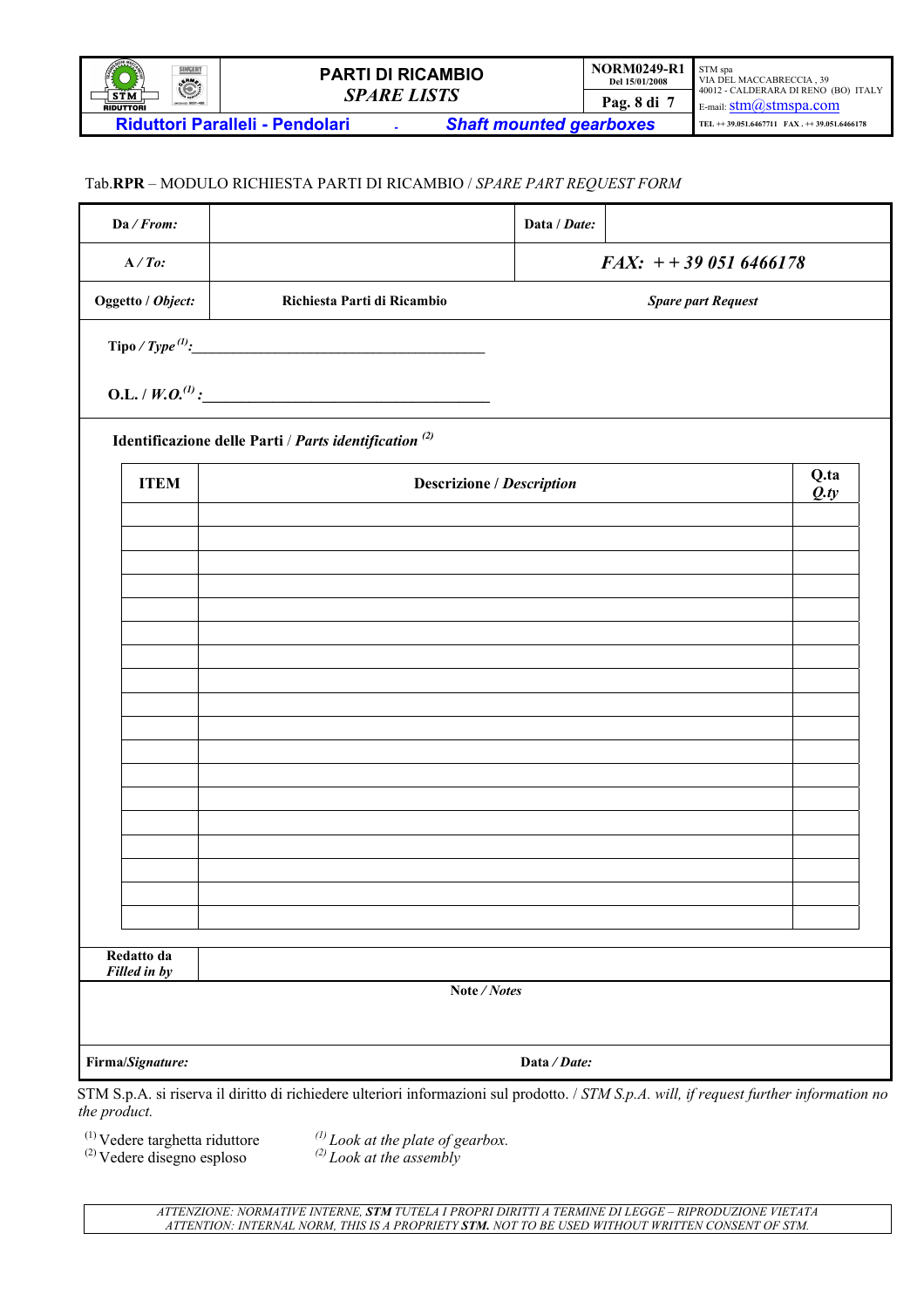Tab.**RPR** – MODULO RICHIESTA PARTI DI RICAMBIO / *SPARE PART REQUEST FORM*

| | | | |
|---|---|---|---|
| **Da / *From:*** | | **Data / *Date:*** | |
| **A / *To:*** | | ***FAX: + + 39 051 6466178*** | |
| **Oggetto / *Object:*** | **Richiesta Parti di Ricambio** | ***Spare part Request*** | |

**Tipo / *Type*** [(1)]**:**_______________________________________

**O.L. / *W.O.*** [(1)] **:**_____________________________________

**Identificazione delle Parti** / ***Parts identification*** [(2)]

| **ITEM** | **Descrizione / *Description*** | **Q.ta *Q.ty*** |
|---|---|---|
| | | |
| | | |
| | | |
| | | |
| | | |
| | | |
| | | |
| | | |
| | | |
| | | |
| | | |
| | | |
| | | |
| | | |
| | | |
| | | |
| | | |
| | | |

| | |
|---|---|
| **Redatto da *Filled in by*** | |

**Note / *Notes***

**Firma/*Signature:*** **Data / *Date:***

STM S.p.A. si riserva il diritto di richiedere ulteriori informazioni sul prodotto. / *STM S.p.A. will, if request further information no the product.*

[(1)] Vedere targhetta riduttore — [(1)] *Look at the plate of gearbox.*
[(2)] Vedere disegno esploso — [(2)] *Look at the assembly*

*ATTENZIONE: NORMATIVE INTERNE, **STM** TUTELA I PROPRI DIRITTI A TERMINE DI LEGGE – RIPRODUZIONE VIETATA*
*ATTENTION: INTERNAL NORM, THIS IS A PROPRIETY **STM.** NOT TO BE USED WITHOUT WRITTEN CONSENT OF STM.*